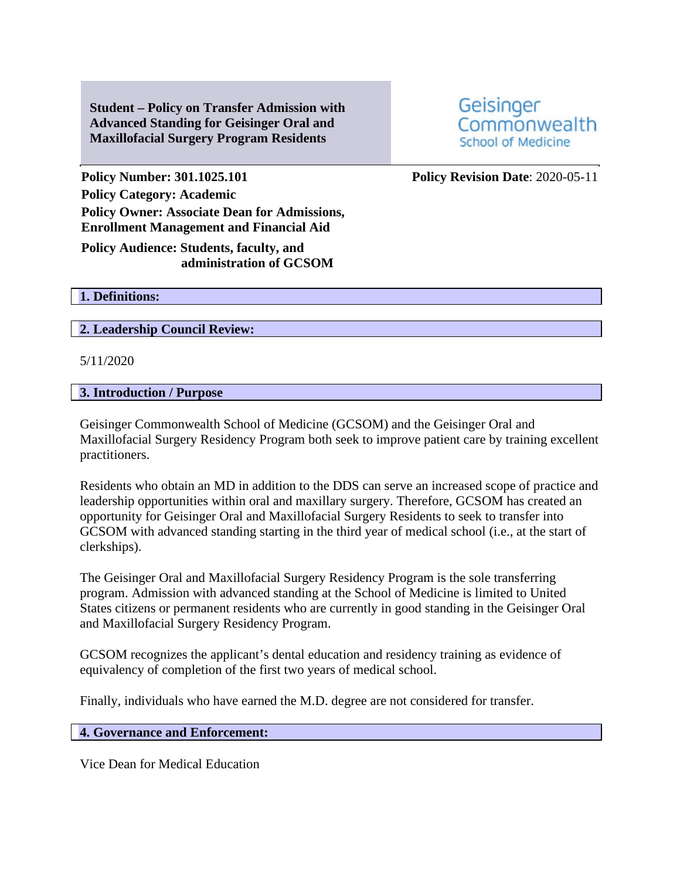**Student – Policy on Transfer Admission with Advanced Standing for Geisinger Oral and Maxillofacial Surgery Program Residents**

Geisinger Commonwealth School of Medicine

**Policy Number: 301.1025.101**

**Policy Revision Date**: 2020-05-11

**Policy Category: Academic**

**Policy Owner: Associate Dean for Admissions, Enrollment Management and Financial Aid**

**Policy Audience: Students, faculty, and administration of GCSOM**

## 1. Definitions:

## 2. Leadership Council Review:

5/11/2020

## 3. Introduction / Purpose

Geisinger Commonwealth School of Medicine (GCSOM) and the Geisinger Oral and Maxillofacial Surgery Residency Program both seek to improve patient care by training excellent practitioners.

Residents who obtain an MD in addition to the DDS can serve an increased scope of practice and leadership opportunities within oral and maxillary surgery. Therefore, GCSOM has created an opportunity for Geisinger Oral and Maxillofacial Surgery Residents to seek to transfer into GCSOM with advanced standing starting in the third year of medical school (i.e., at the start of clerkships).

The Geisinger Oral and Maxillofacial Surgery Residency Program is the sole transferring program. Admission with advanced standing at the School of Medicine is limited to United States citizens or permanent residents who are currently in good standing in the Geisinger Oral and Maxillofacial Surgery Residency Program.

GCSOM recognizes the applicant's dental education and residency training as evidence of equivalency of completion of the first two years of medical school.

Finally, individuals who have earned the M.D. degree are not considered for transfer.

## 4. Governance and Enforcement:

Vice Dean for Medical Education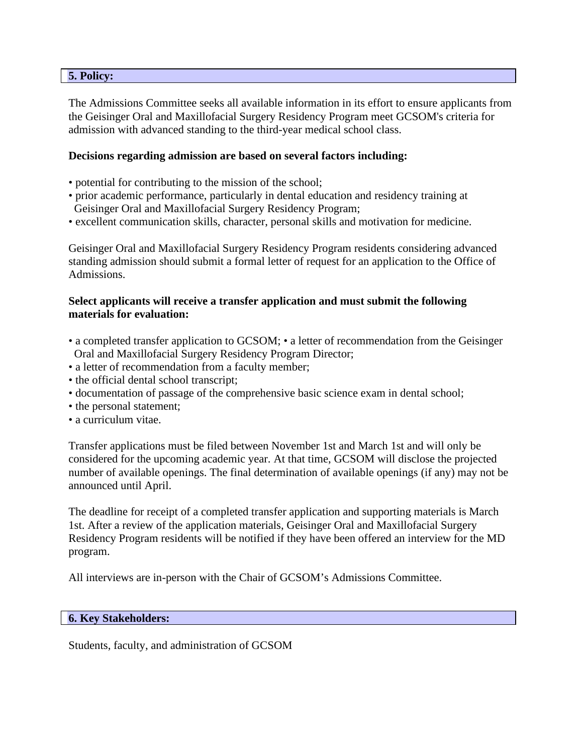## 5. Policy:

The Admissions Committee seeks all available information in its effort to ensure applicants from the Geisinger Oral and Maxillofacial Surgery Residency Program meet GCSOM's criteria for admission with advanced standing to the third-year medical school class.

**Decisions regarding admission are based on several factors including:**

- potential for contributing to the mission of the school;
- prior academic performance, particularly in dental education and residency training at Geisinger Oral and Maxillofacial Surgery Residency Program;
- excellent communication skills, character, personal skills and motivation for medicine.

Geisinger Oral and Maxillofacial Surgery Residency Program residents considering advanced standing admission should submit a formal letter of request for an application to the Office of Admissions.

**Select applicants will receive a transfer application and must submit the following materials for evaluation:**

- a completed transfer application to GCSOM; • a letter of recommendation from the Geisinger Oral and Maxillofacial Surgery Residency Program Director;
- a letter of recommendation from a faculty member;
- the official dental school transcript;
- documentation of passage of the comprehensive basic science exam in dental school;
- the personal statement;
- a curriculum vitae.

Transfer applications must be filed between November 1st and March 1st and will only be considered for the upcoming academic year. At that time, GCSOM will disclose the projected number of available openings. The final determination of available openings (if any) may not be announced until April.

The deadline for receipt of a completed transfer application and supporting materials is March 1st. After a review of the application materials, Geisinger Oral and Maxillofacial Surgery Residency Program residents will be notified if they have been offered an interview for the MD program.

All interviews are in-person with the Chair of GCSOM's Admissions Committee.

## 6. Key Stakeholders:

Students, faculty, and administration of GCSOM